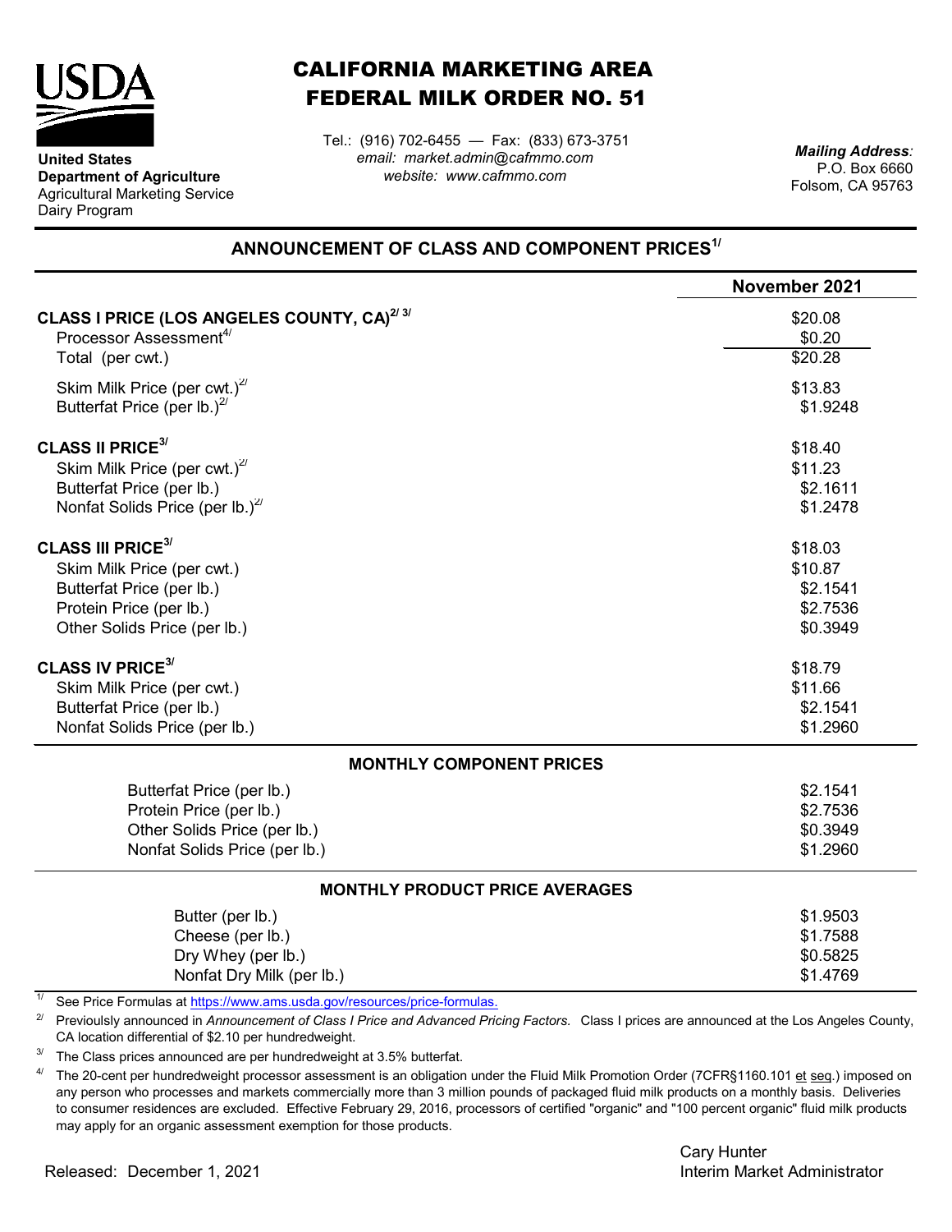**United States Department of Agriculture**
Agricultural Marketing Service
Dairy Program

# CALIFORNIA MARKETING AREA
# FEDERAL MILK ORDER NO. 51

Tel.: (916) 702-6455 — Fax: (833) 673-3751
*email: market.admin@cafmmo.com*
*website: www.cafmmo.com*

*Mailing Address:*
P.O. Box 6660
Folsom, CA 95763

## ANNOUNCEMENT OF CLASS AND COMPONENT PRICES[1/]

| | November 2021 |
|---|---|
| **CLASS I PRICE (LOS ANGELES COUNTY, CA)[2/ 3/]** | $20.08 |
| Processor Assessment[4/] | $0.20 |
| Total (per cwt.) | $20.28 |
| Skim Milk Price (per cwt.)[2/] | $13.83 |
| Butterfat Price (per lb.)[2/] | $1.9248 |
| **CLASS II PRICE[3/]** | $18.40 |
| Skim Milk Price (per cwt.)[2/] | $11.23 |
| Butterfat Price (per lb.) | $2.1611 |
| Nonfat Solids Price (per lb.)[2/] | $1.2478 |
| **CLASS III PRICE[3/]** | $18.03 |
| Skim Milk Price (per cwt.) | $10.87 |
| Butterfat Price (per lb.) | $2.1541 |
| Protein Price (per lb.) | $2.7536 |
| Other Solids Price (per lb.) | $0.3949 |
| **CLASS IV PRICE[3/]** | $18.79 |
| Skim Milk Price (per cwt.) | $11.66 |
| Butterfat Price (per lb.) | $2.1541 |
| Nonfat Solids Price (per lb.) | $1.2960 |

### MONTHLY COMPONENT PRICES

| | |
|---|---|
| Butterfat Price (per lb.) | $2.1541 |
| Protein Price (per lb.) | $2.7536 |
| Other Solids Price (per lb.) | $0.3949 |
| Nonfat Solids Price (per lb.) | $1.2960 |

### MONTHLY PRODUCT PRICE AVERAGES

| | |
|---|---|
| Butter (per lb.) | $1.9503 |
| Cheese (per lb.) | $1.7588 |
| Dry Whey (per lb.) | $0.5825 |
| Nonfat Dry Milk (per lb.) | $1.4769 |

[1/] See Price Formulas at https://www.ams.usda.gov/resources/price-formulas.

[2/] Previoulsly announced in *Announcement of Class I Price and Advanced Pricing Factors.* Class I prices are announced at the Los Angeles County, CA location differential of $2.10 per hundredweight.

[3/] The Class prices announced are per hundredweight at 3.5% butterfat.

[4/] The 20-cent per hundredweight processor assessment is an obligation under the Fluid Milk Promotion Order (7CFR§1160.101 et seq.) imposed on any person who processes and markets commercially more than 3 million pounds of packaged fluid milk products on a monthly basis. Deliveries to consumer residences are excluded. Effective February 29, 2016, processors of certified "organic" and "100 percent organic" fluid milk products may apply for an organic assessment exemption for those products.

Released: December 1, 2021

Cary Hunter
Interim Market Administrator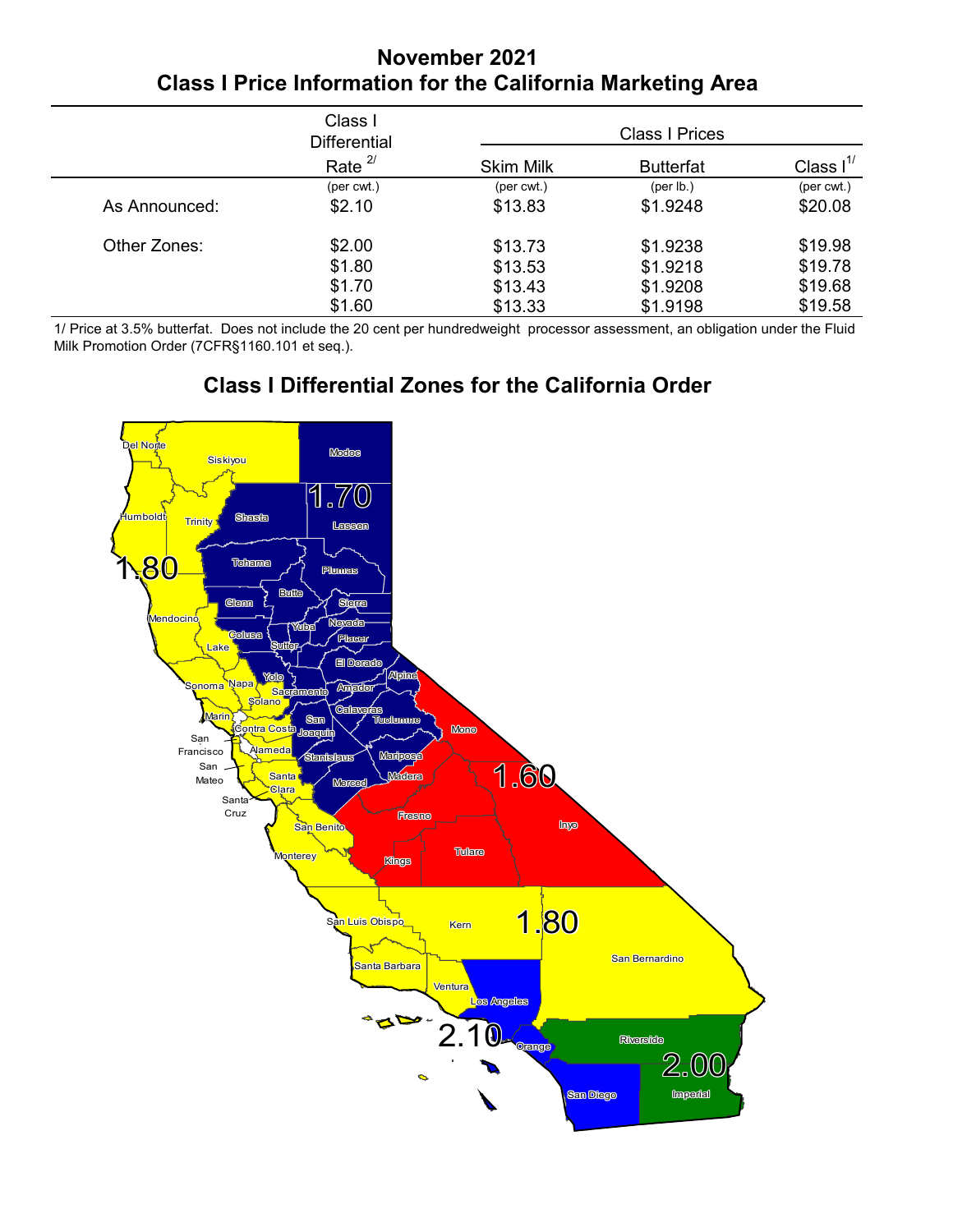## November 2021
## Class I Price Information for the California Marketing Area

| | Class I Differential Rate [2/] | Class I Prices | | |
|---|---|---|---|---|
| | | Skim Milk | Butterfat | Class I [1/] |
| | (per cwt.) | (per cwt.) | (per lb.) | (per cwt.) |
| As Announced: | $2.10 | $13.83 | $1.9248 | $20.08 |
| Other Zones: | $2.00 | $13.73 | $1.9238 | $19.98 |
| | $1.80 | $13.53 | $1.9218 | $19.78 |
| | $1.70 | $13.43 | $1.9208 | $19.68 |
| | $1.60 | $13.33 | $1.9198 | $19.58 |

1/ Price at 3.5% butterfat. Does not include the 20 cent per hundredweight processor assessment, an obligation under the Fluid Milk Promotion Order (7CFR§1160.101 et seq.).

## Class I Differential Zones for the California Order

Del Norte
Siskiyou
Modoc
1.70
Humboldt
Trinity
Shasta
Lassen
1.80
Tehama
Plumas
Butte
Glenn
Sierra
Mendocino
Yuba
Nevada
Colusa
Placer
Lake
Sutter
El Dorado
Yolo
Alpine
Sonoma
Napa
Sacramento
Amador
Solano
Calaveras
Marin
San Joaquin
Tuolumne
Contra Costa
Mono
San Francisco
Alameda
San Mateo
Stanislaus
Mariposa
Santa Clara
Madera
1.60
Merced
Santa Cruz
Fresno
Inyo
San Benito
Monterey
Tulare
Kings
San Luis Obispo
Kern
1.80
San Bernardino
Santa Barbara
Ventura
Los Angeles
2.10
Orange
Riverside
2.00
San Diego
Imperial